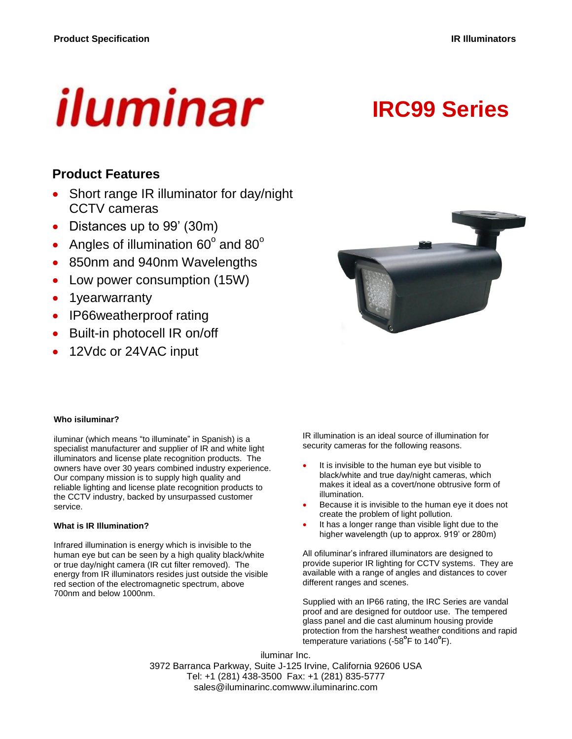# iluminar

# IRC99 Series

## Product Features

- Short range IR illuminator for day/night CCTV cameras
- Distances up to 99' (30m)
- Angles of illumination 60° and 80°
- 850nm and 940nm Wavelengths
- Low power consumption (15W)
- 1yearwarranty
- IP66weatherproof rating
- Built-in photocell IR on/off
- 12Vdc or 24VAC input

**Who isiluminar?**

iluminar (which means "to illuminate" in Spanish) is a specialist manufacturer and supplier of IR and white light illuminators and license plate recognition products. The owners have over 30 years combined industry experience. Our company mission is to supply high quality and reliable lighting and license plate recognition products to the CCTV industry, backed by unsurpassed customer service.

**What is IR Illumination?**

Infrared illumination is energy which is invisible to the human eye but can be seen by a high quality black/white or true day/night camera (IR cut filter removed). The energy from IR illuminators resides just outside the visible red section of the electromagnetic spectrum, above 700nm and below 1000nm.

IR illumination is an ideal source of illumination for security cameras for the following reasons.

- It is invisible to the human eye but visible to black/white and true day/night cameras, which makes it ideal as a covert/none obtrusive form of illumination.
- Because it is invisible to the human eye it does not create the problem of light pollution.
- It has a longer range than visible light due to the higher wavelength (up to approx. 919' or 280m)

All ofiluminar's infrared illuminators are designed to provide superior IR lighting for CCTV systems. They are available with a range of angles and distances to cover different ranges and scenes.

Supplied with an IP66 rating, the IRC Series are vandal proof and are designed for outdoor use. The tempered glass panel and die cast aluminum housing provide protection from the harshest weather conditions and rapid temperature variations (-58°F to 140°F).

iluminar Inc.
3972 Barranca Parkway, Suite J-125 Irvine, California 92606 USA
Tel: +1 (281) 438-3500 Fax: +1 (281) 835-5777
sales@iluminarinc.comwww.iluminarinc.com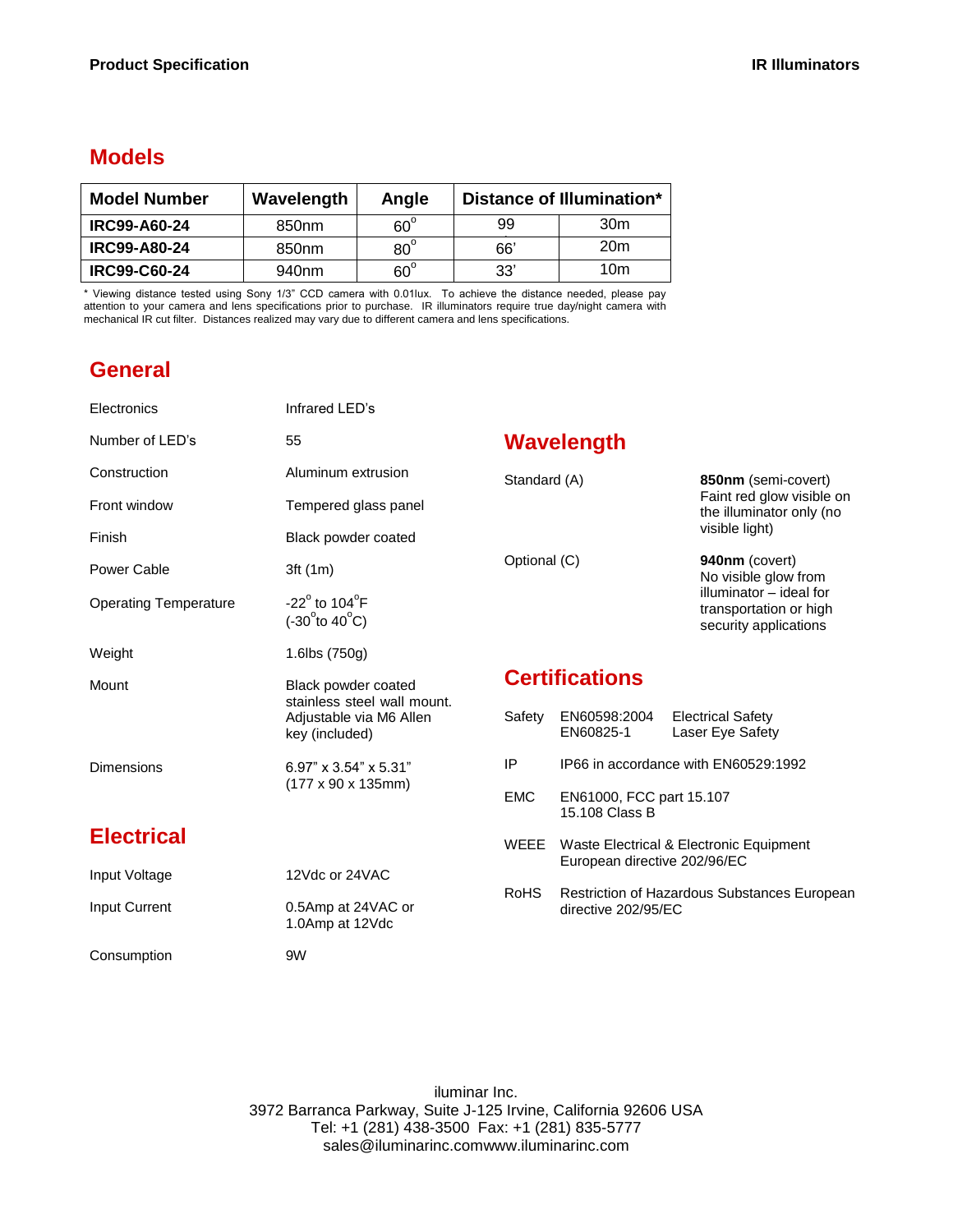## Models

| Model Number | Wavelength | Angle | Distance of Illumination* | |
|---|---|---|---|---|
| **IRC99-A60-24** | 850nm | 60° | 99 | 30m |
| **IRC99-A80-24** | 850nm | 80° | 66' | 20m |
| **IRC99-C60-24** | 940nm | 60° | 33' | 10m |

* Viewing distance tested using Sony 1/3" CCD camera with 0.01lux. To achieve the distance needed, please pay attention to your camera and lens specifications prior to purchase. IR illuminators require true day/night camera with mechanical IR cut filter. Distances realized may vary due to different camera and lens specifications.

## General

| | |
|---|---|
| Electronics | Infrared LED's |
| Number of LED's | 55 |
| Construction | Aluminum extrusion |
| Front window | Tempered glass panel |
| Finish | Black powder coated |
| Power Cable | 3ft (1m) |
| Operating Temperature | -22° to 104°F (-30° to 40°C) |
| Weight | 1.6lbs (750g) |
| Mount | Black powder coated stainless steel wall mount. Adjustable via M6 Allen key (included) |
| Dimensions | 6.97" x 3.54" x 5.31" (177 x 90 x 135mm) |

## Electrical

| | |
|---|---|
| Input Voltage | 12Vdc or 24VAC |
| Input Current | 0.5Amp at 24VAC or 1.0Amp at 12Vdc |
| Consumption | 9W |

## Wavelength

| | |
|---|---|
| Standard (A) | **850nm** (semi-covert) Faint red glow visible on the illuminator only (no visible light) |
| Optional (C) | **940nm** (covert) No visible glow from illuminator – ideal for transportation or high security applications |

## Certifications

| | | |
|---|---|---|
| Safety | EN60598:2004<br>EN60825-1 | Electrical Safety<br>Laser Eye Safety |
| IP | IP66 in accordance with EN60529:1992 | |
| EMC | EN61000, FCC part 15.107 15.108 Class B | |
| WEEE | Waste Electrical & Electronic Equipment European directive 202/96/EC | |
| RoHS | Restriction of Hazardous Substances European directive 202/95/EC | |

iluminar Inc.
3972 Barranca Parkway, Suite J-125 Irvine, California 92606 USA
Tel: +1 (281) 438-3500 Fax: +1 (281) 835-5777
sales@iluminarinc.comwww.iluminarinc.com